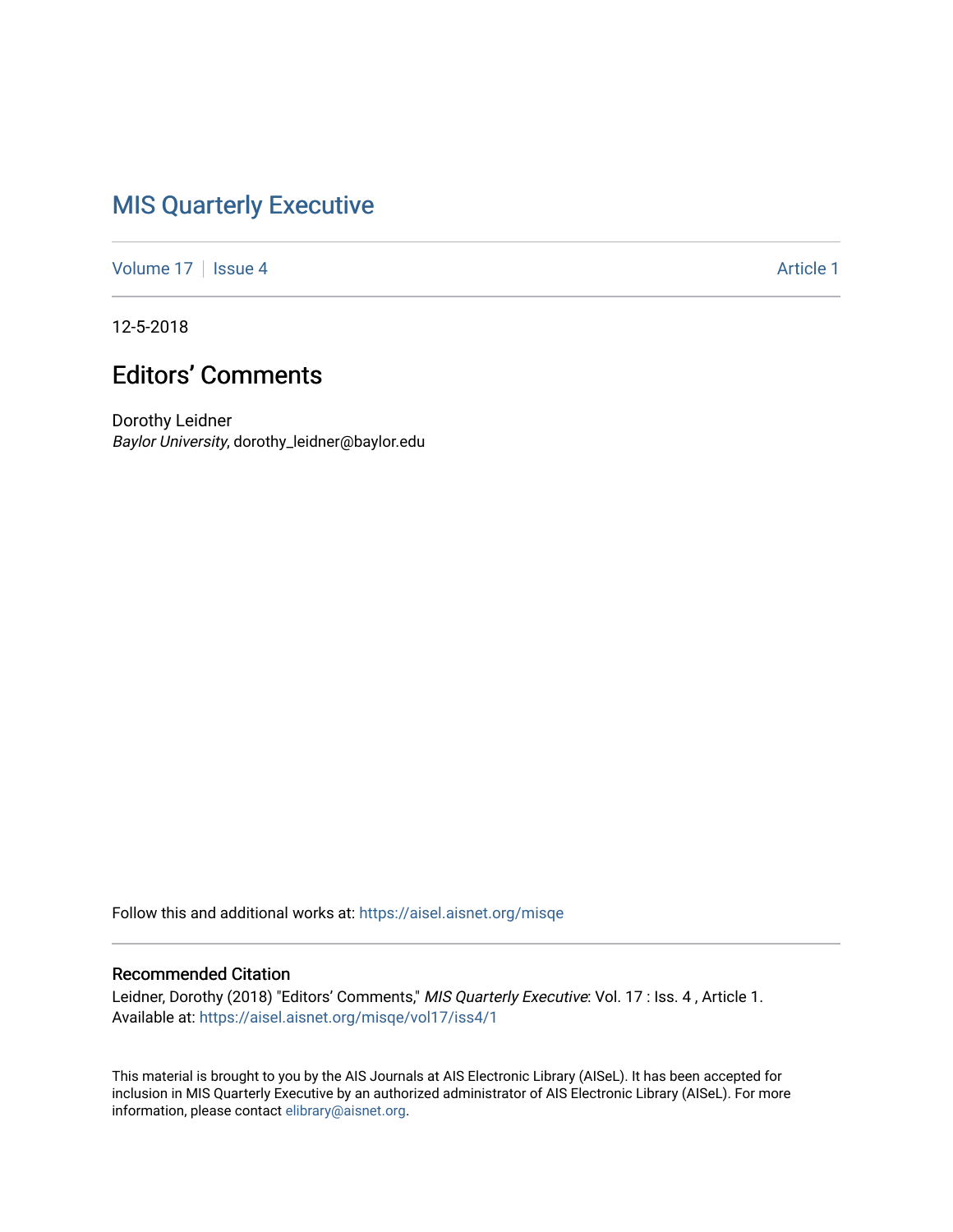# MIS Quarterly Executive

Volume 17 | Issue 4 Article 1

12-5-2018

## Editors' Comments

Dorothy Leidner
*Baylor University*, dorothy_leidner@baylor.edu

Follow this and additional works at: https://aisel.aisnet.org/misqe

### Recommended Citation

Leidner, Dorothy (2018) "Editors' Comments," *MIS Quarterly Executive*: Vol. 17 : Iss. 4 , Article 1.
Available at: https://aisel.aisnet.org/misqe/vol17/iss4/1

This material is brought to you by the AIS Journals at AIS Electronic Library (AISeL). It has been accepted for inclusion in MIS Quarterly Executive by an authorized administrator of AIS Electronic Library (AISeL). For more information, please contact elibrary@aisnet.org.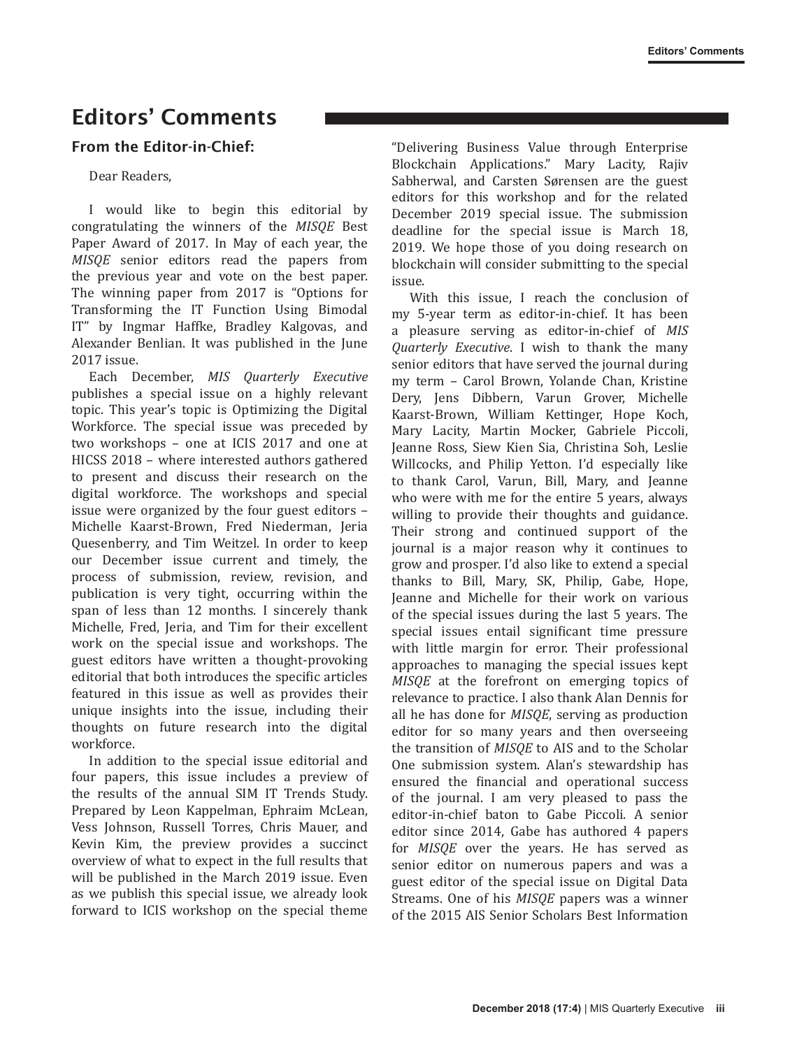# Editors' Comments

## From the Editor-in-Chief:

Dear Readers,

I would like to begin this editorial by congratulating the winners of the *MISQE* Best Paper Award of 2017. In May of each year, the *MISQE* senior editors read the papers from the previous year and vote on the best paper. The winning paper from 2017 is "Options for Transforming the IT Function Using Bimodal IT" by Ingmar Haffke, Bradley Kalgovas, and Alexander Benlian. It was published in the June 2017 issue.

Each December, *MIS Quarterly Executive* publishes a special issue on a highly relevant topic. This year's topic is Optimizing the Digital Workforce. The special issue was preceded by two workshops – one at ICIS 2017 and one at HICSS 2018 – where interested authors gathered to present and discuss their research on the digital workforce. The workshops and special issue were organized by the four guest editors – Michelle Kaarst-Brown, Fred Niederman, Jeria Quesenberry, and Tim Weitzel. In order to keep our December issue current and timely, the process of submission, review, revision, and publication is very tight, occurring within the span of less than 12 months. I sincerely thank Michelle, Fred, Jeria, and Tim for their excellent work on the special issue and workshops. The guest editors have written a thought-provoking editorial that both introduces the specific articles featured in this issue as well as provides their unique insights into the issue, including their thoughts on future research into the digital workforce.

In addition to the special issue editorial and four papers, this issue includes a preview of the results of the annual SIM IT Trends Study. Prepared by Leon Kappelman, Ephraim McLean, Vess Johnson, Russell Torres, Chris Mauer, and Kevin Kim, the preview provides a succinct overview of what to expect in the full results that will be published in the March 2019 issue. Even as we publish this special issue, we already look forward to ICIS workshop on the special theme "Delivering Business Value through Enterprise Blockchain Applications." Mary Lacity, Rajiv Sabherwal, and Carsten Sørensen are the guest editors for this workshop and for the related December 2019 special issue. The submission deadline for the special issue is March 18, 2019. We hope those of you doing research on blockchain will consider submitting to the special issue.

With this issue, I reach the conclusion of my 5-year term as editor-in-chief. It has been a pleasure serving as editor-in-chief of *MIS Quarterly Executive*. I wish to thank the many senior editors that have served the journal during my term – Carol Brown, Yolande Chan, Kristine Dery, Jens Dibbern, Varun Grover, Michelle Kaarst-Brown, William Kettinger, Hope Koch, Mary Lacity, Martin Mocker, Gabriele Piccoli, Jeanne Ross, Siew Kien Sia, Christina Soh, Leslie Willcocks, and Philip Yetton. I'd especially like to thank Carol, Varun, Bill, Mary, and Jeanne who were with me for the entire 5 years, always willing to provide their thoughts and guidance. Their strong and continued support of the journal is a major reason why it continues to grow and prosper. I'd also like to extend a special thanks to Bill, Mary, SK, Philip, Gabe, Hope, Jeanne and Michelle for their work on various of the special issues during the last 5 years. The special issues entail significant time pressure with little margin for error. Their professional approaches to managing the special issues kept *MISQE* at the forefront on emerging topics of relevance to practice. I also thank Alan Dennis for all he has done for *MISQE*, serving as production editor for so many years and then overseeing the transition of *MISQE* to AIS and to the Scholar One submission system. Alan's stewardship has ensured the financial and operational success of the journal. I am very pleased to pass the editor-in-chief baton to Gabe Piccoli. A senior editor since 2014, Gabe has authored 4 papers for *MISQE* over the years. He has served as senior editor on numerous papers and was a guest editor of the special issue on Digital Data Streams. One of his *MISQE* papers was a winner of the 2015 AIS Senior Scholars Best Information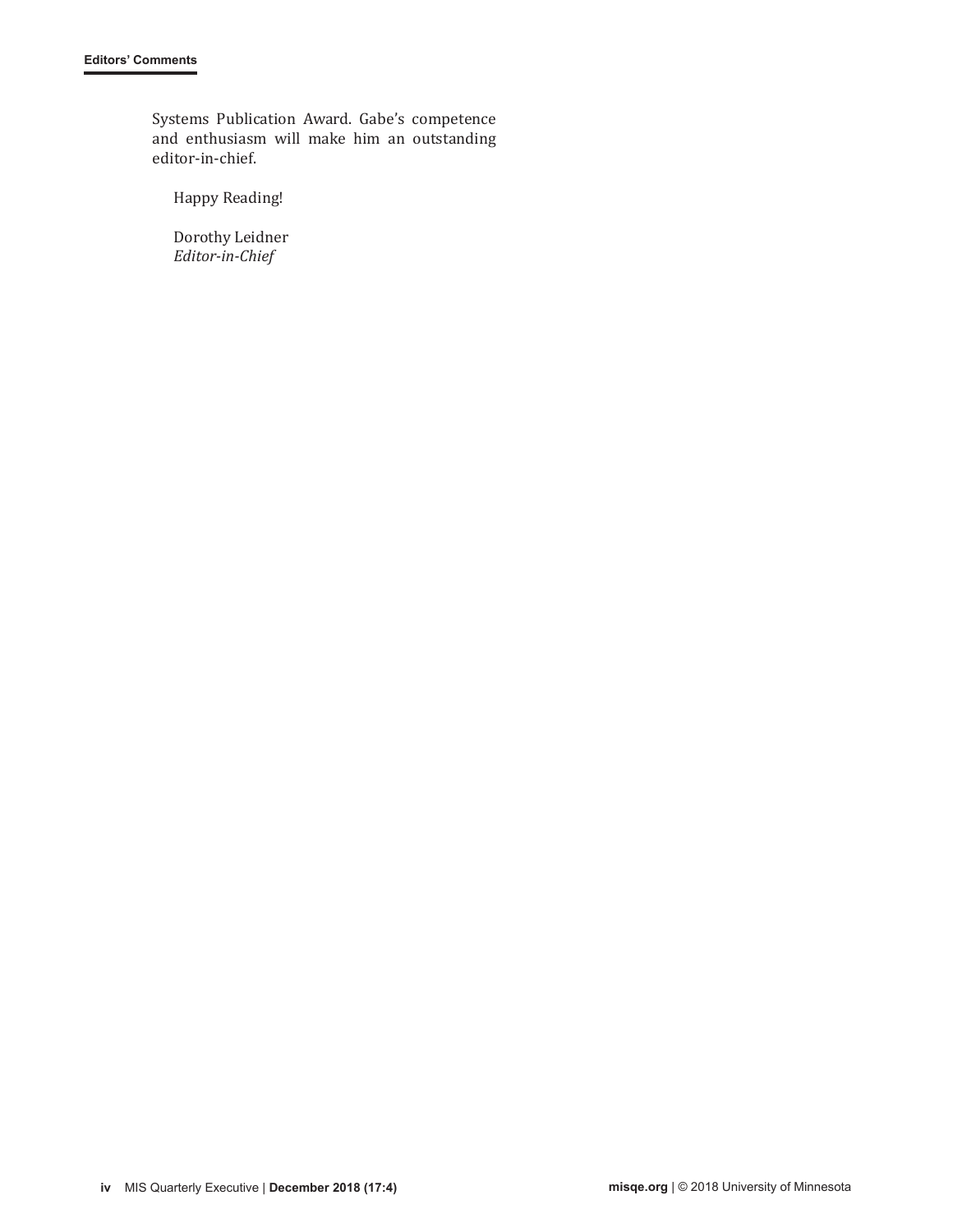Systems Publication Award. Gabe's competence and enthusiasm will make him an outstanding editor-in-chief.

Happy Reading!

Dorothy Leidner
*Editor-in-Chief*